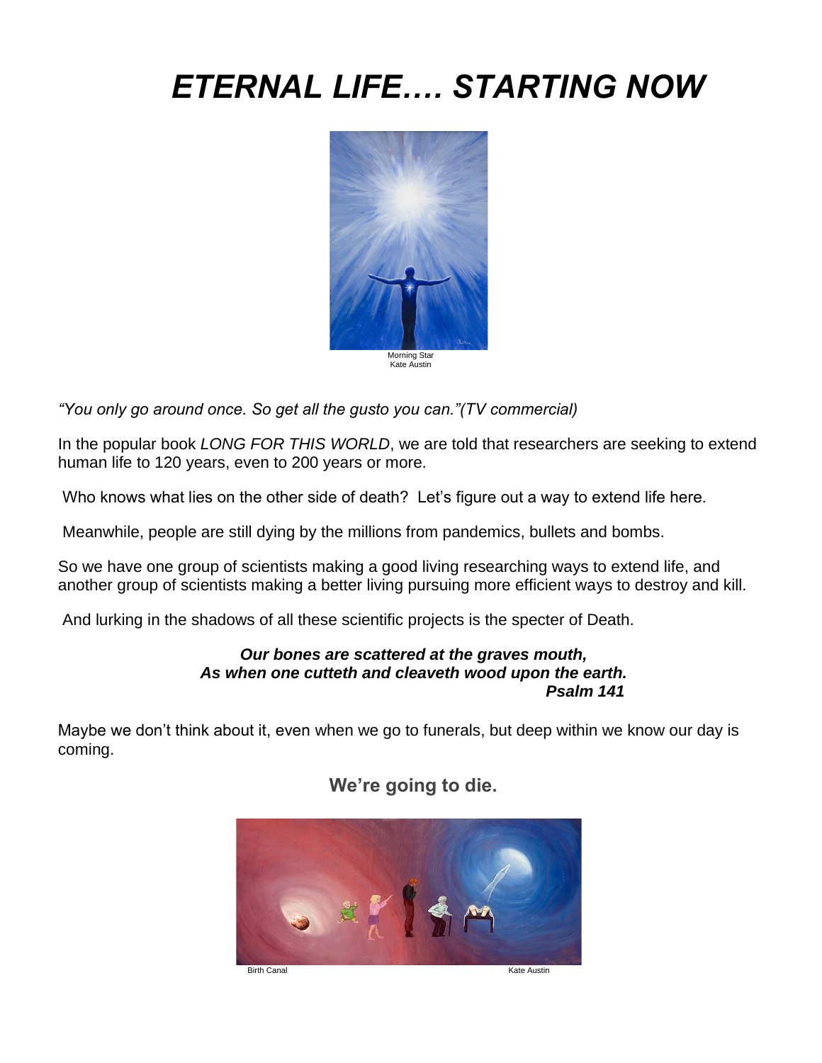# *ETERNAL LIFE…. STARTING NOW*

Morning Star
Kate Austin

*"You only go around once. So get all the gusto you can."(TV commercial)*

In the popular book *LONG FOR THIS WORLD*, we are told that researchers are seeking to extend human life to 120 years, even to 200 years or more.

Who knows what lies on the other side of death? Let's figure out a way to extend life here.

Meanwhile, people are still dying by the millions from pandemics, bullets and bombs.

So we have one group of scientists making a good living researching ways to extend life, and another group of scientists making a better living pursuing more efficient ways to destroy and kill.

And lurking in the shadows of all these scientific projects is the specter of Death.

***Our bones are scattered at the graves mouth,***
***As when one cutteth and cleaveth wood upon the earth.***
***Psalm 141***

Maybe we don't think about it, even when we go to funerals, but deep within we know our day is coming.

**We're going to die.**

Birth Canal Kate Austin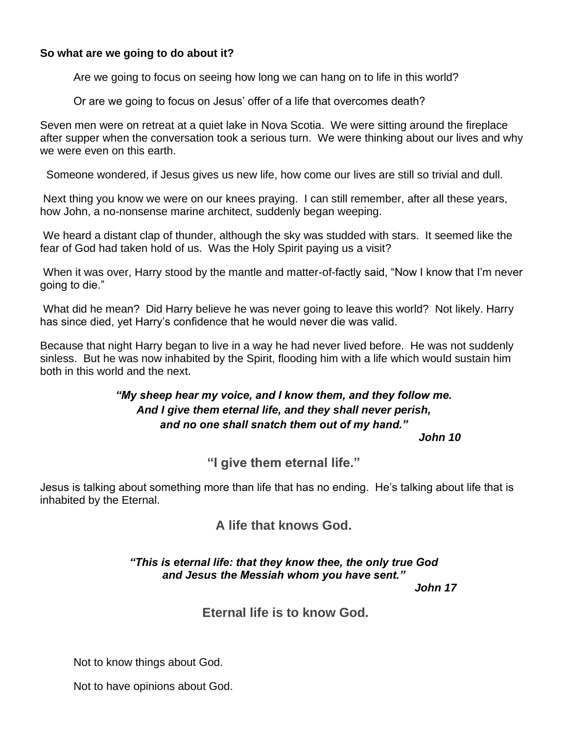**So what are we going to do about it?**

Are we going to focus on seeing how long we can hang on to life in this world?

Or are we going to focus on Jesus' offer of a life that overcomes death?

Seven men were on retreat at a quiet lake in Nova Scotia. We were sitting around the fireplace after supper when the conversation took a serious turn. We were thinking about our lives and why we were even on this earth.

Someone wondered, if Jesus gives us new life, how come our lives are still so trivial and dull.

Next thing you know we were on our knees praying. I can still remember, after all these years, how John, a no-nonsense marine architect, suddenly began weeping.

We heard a distant clap of thunder, although the sky was studded with stars. It seemed like the fear of God had taken hold of us. Was the Holy Spirit paying us a visit?

When it was over, Harry stood by the mantle and matter-of-factly said, "Now I know that I'm never going to die."

What did he mean? Did Harry believe he was never going to leave this world? Not likely. Harry has since died, yet Harry's confidence that he would never die was valid.

Because that night Harry began to live in a way he had never lived before. He was not suddenly sinless. But he was now inhabited by the Spirit, flooding him with a life which would sustain him both in this world and the next.

***"My sheep hear my voice, and I know them, and they follow me.***
***And I give them eternal life, and they shall never perish,***
***and no one shall snatch them out of my hand."***

***John 10***

### "I give them eternal life."

Jesus is talking about something more than life that has no ending. He's talking about life that is inhabited by the Eternal.

### A life that knows God.

***"This is eternal life: that they know thee, the only true God***
***and Jesus the Messiah whom you have sent."***

***John 17***

### Eternal life is to know God.

Not to know things about God.

Not to have opinions about God.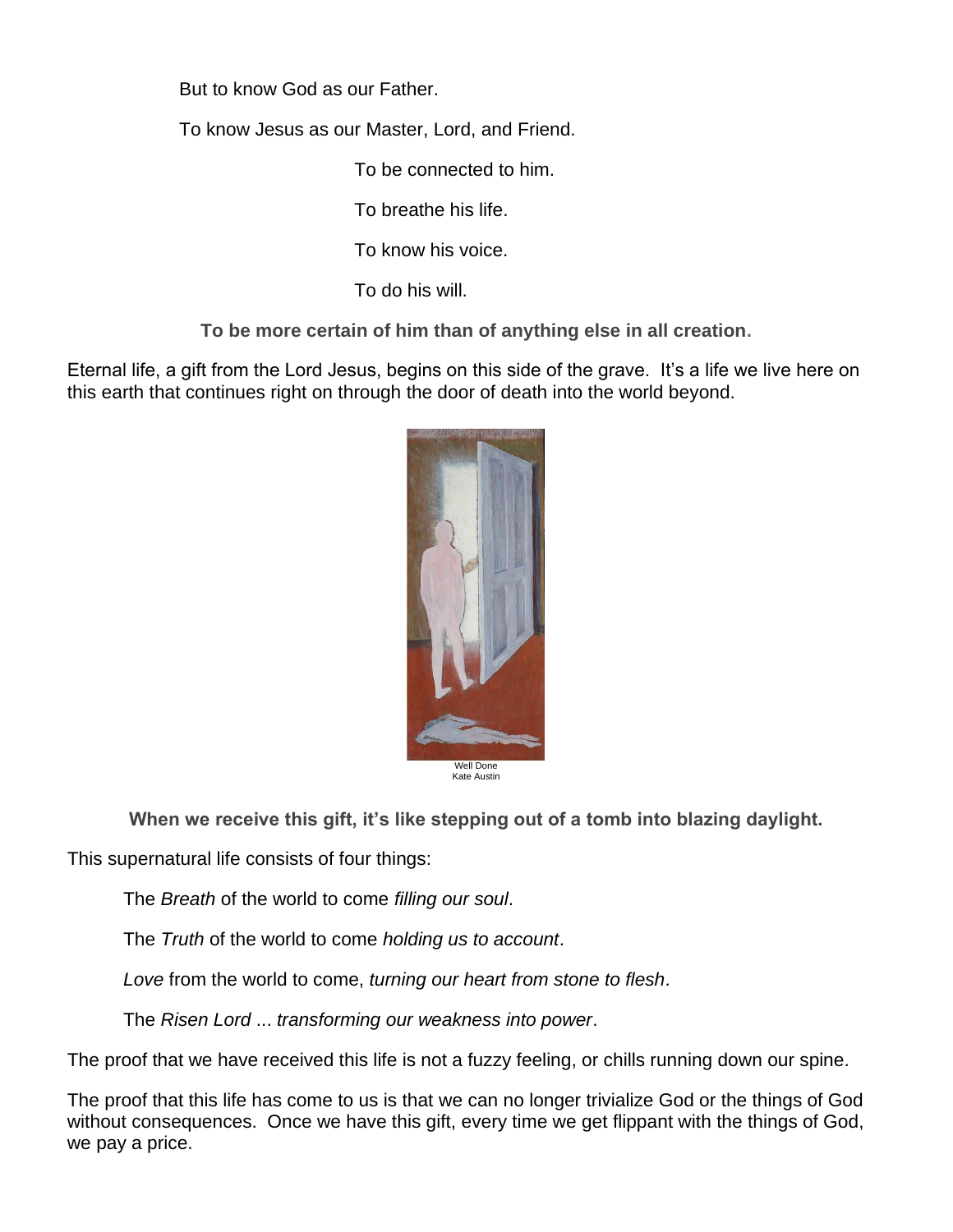But to know God as our Father.

To know Jesus as our Master, Lord, and Friend.

To be connected to him.

To breathe his life.

To know his voice.

To do his will.

**To be more certain of him than of anything else in all creation.**

Eternal life, a gift from the Lord Jesus, begins on this side of the grave. It's a life we live here on this earth that continues right on through the door of death into the world beyond.

Well Done
Kate Austin

**When we receive this gift, it's like stepping out of a tomb into blazing daylight.**

This supernatural life consists of four things:

The *Breath* of the world to come *filling our soul*.

The *Truth* of the world to come *holding us to account*.

*Love* from the world to come, *turning our heart from stone to flesh*.

The *Risen Lord* ... *transforming our weakness into power*.

The proof that we have received this life is not a fuzzy feeling, or chills running down our spine.

The proof that this life has come to us is that we can no longer trivialize God or the things of God without consequences. Once we have this gift, every time we get flippant with the things of God, we pay a price.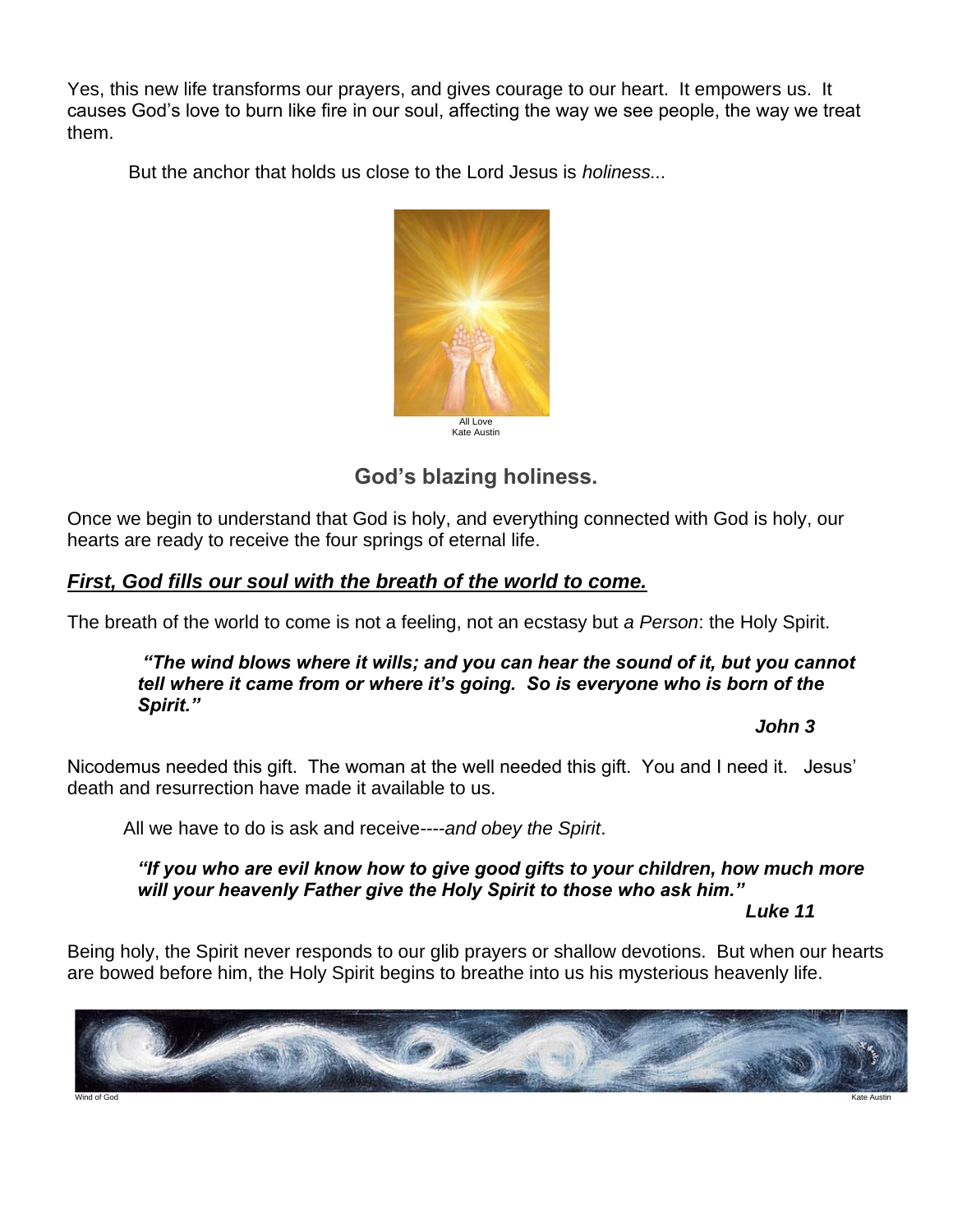Yes, this new life transforms our prayers, and gives courage to our heart. It empowers us. It causes God's love to burn like fire in our soul, affecting the way we see people, the way we treat them.

But the anchor that holds us close to the Lord Jesus is *holiness...*

All Love
Kate Austin

## God's blazing holiness.

Once we begin to understand that God is holy, and everything connected with God is holy, our hearts are ready to receive the four springs of eternal life.

***<u>First, God fills our soul with the breath of the world to come.</u>***

The breath of the world to come is not a feeling, not an ecstasy but *a Person*: the Holy Spirit.

> ***"The wind blows where it wills; and you can hear the sound of it, but you cannot tell where it came from or where it's going. So is everyone who is born of the Spirit."***
>
> ***John 3***

Nicodemus needed this gift. The woman at the well needed this gift. You and I need it. Jesus' death and resurrection have made it available to us.

All we have to do is ask and receive----*and obey the Spirit*.

> ***"If you who are evil know how to give good gifts to your children, how much more will your heavenly Father give the Holy Spirit to those who ask him."***
>
> ***Luke 11***

Being holy, the Spirit never responds to our glib prayers or shallow devotions. But when our hearts are bowed before him, the Holy Spirit begins to breathe into us his mysterious heavenly life.

Wind of God — Kate Austin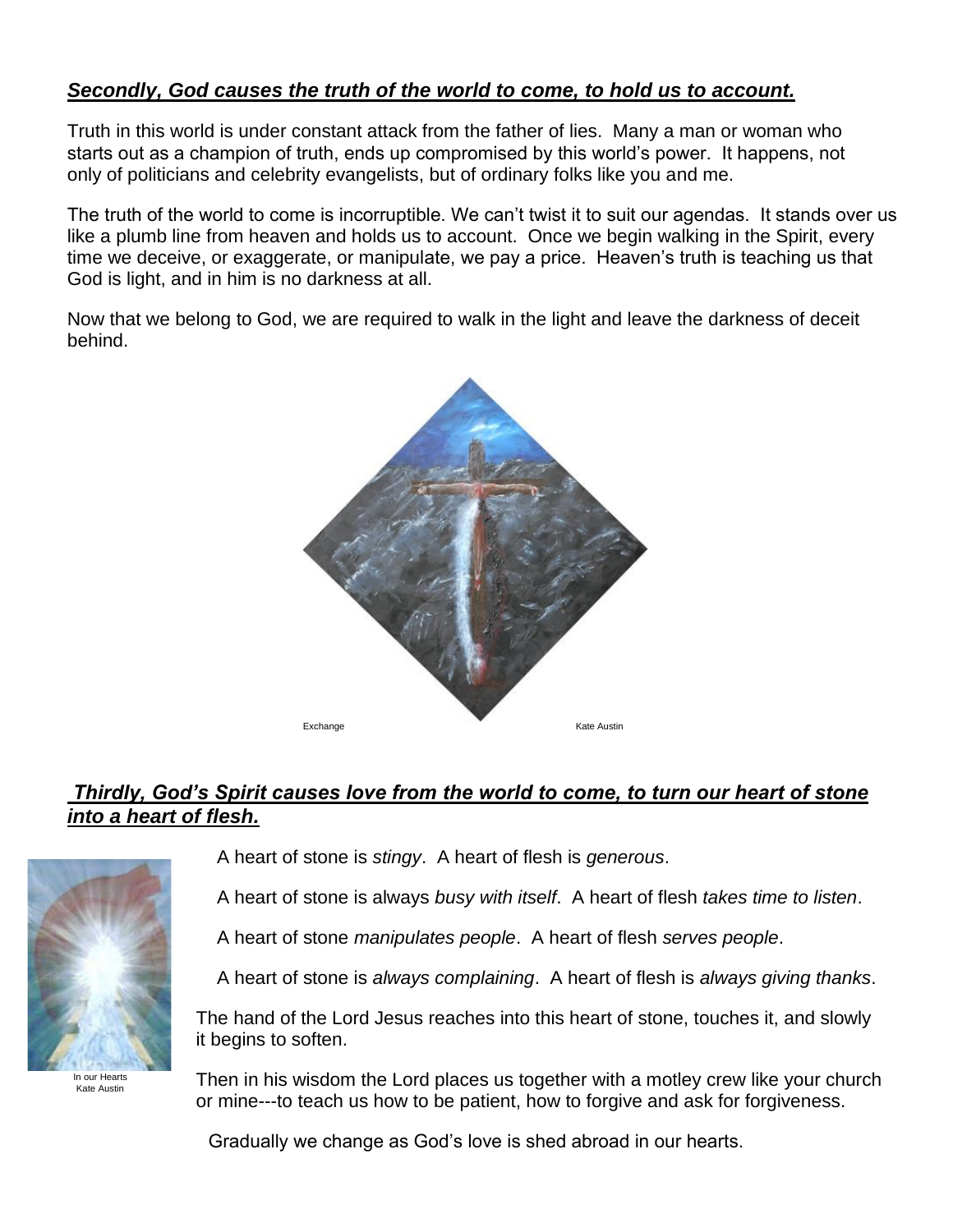***Secondly, God causes the truth of the world to come, to hold us to account.***

Truth in this world is under constant attack from the father of lies. Many a man or woman who starts out as a champion of truth, ends up compromised by this world's power. It happens, not only of politicians and celebrity evangelists, but of ordinary folks like you and me.

The truth of the world to come is incorruptible. We can't twist it to suit our agendas. It stands over us like a plumb line from heaven and holds us to account. Once we begin walking in the Spirit, every time we deceive, or exaggerate, or manipulate, we pay a price. Heaven's truth is teaching us that God is light, and in him is no darkness at all.

Now that we belong to God, we are required to walk in the light and leave the darkness of deceit behind.

Exchange    Kate Austin

***Thirdly, God's Spirit causes love from the world to come, to turn our heart of stone into a heart of flesh.***

A heart of stone is *stingy*. A heart of flesh is *generous*.

A heart of stone is always *busy with itself*. A heart of flesh *takes time to listen*.

A heart of stone *manipulates people*. A heart of flesh *serves people*.

A heart of stone is *always complaining*. A heart of flesh is *always giving thanks*.

In our Hearts
Kate Austin

The hand of the Lord Jesus reaches into this heart of stone, touches it, and slowly it begins to soften.

Then in his wisdom the Lord places us together with a motley crew like your church or mine---to teach us how to be patient, how to forgive and ask for forgiveness.

Gradually we change as God's love is shed abroad in our hearts.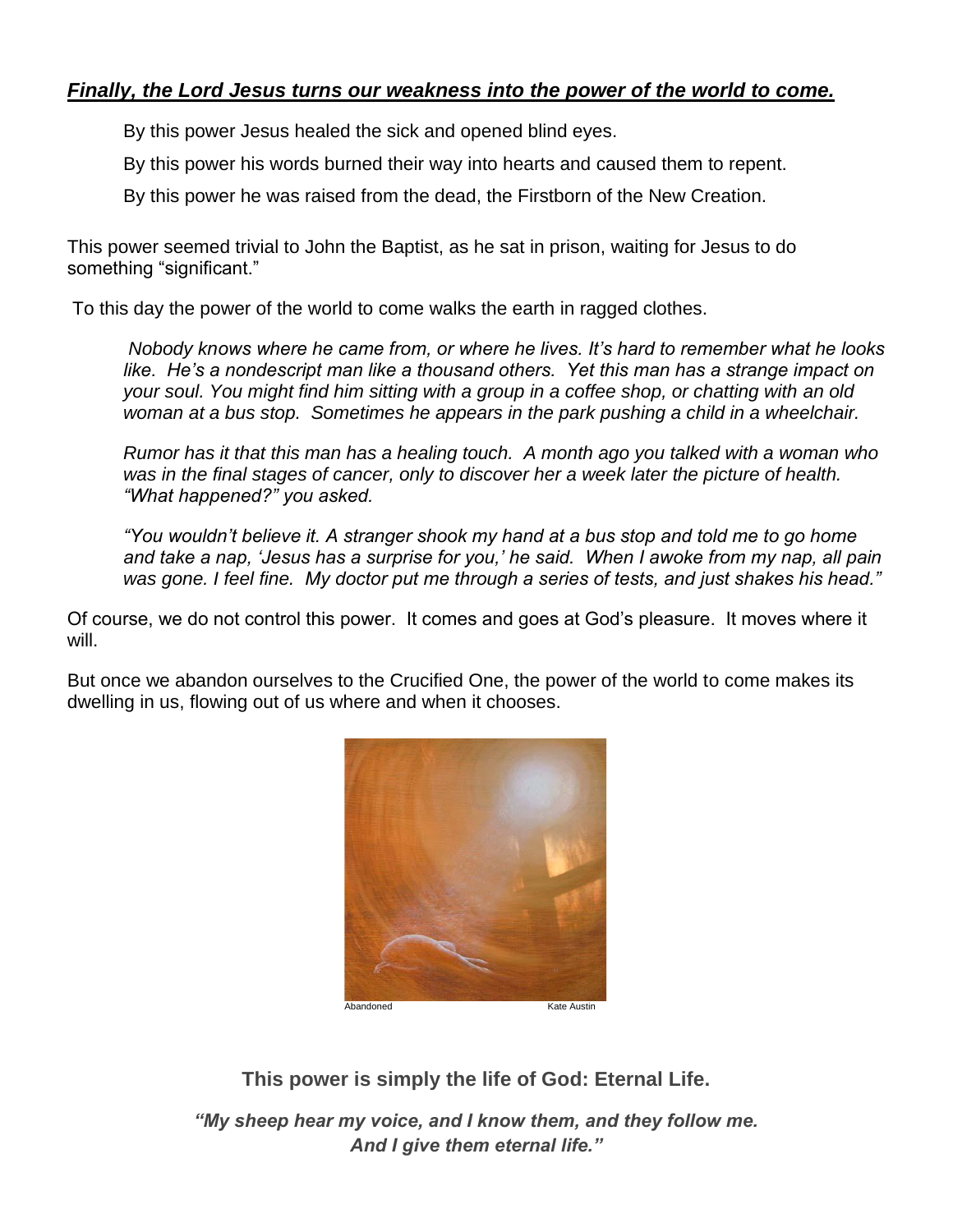***Finally, the Lord Jesus turns our weakness into the power of the world to come.***

By this power Jesus healed the sick and opened blind eyes.

By this power his words burned their way into hearts and caused them to repent.

By this power he was raised from the dead, the Firstborn of the New Creation.

This power seemed trivial to John the Baptist, as he sat in prison, waiting for Jesus to do something "significant."

To this day the power of the world to come walks the earth in ragged clothes.

*Nobody knows where he came from, or where he lives. It's hard to remember what he looks like. He's a nondescript man like a thousand others. Yet this man has a strange impact on your soul. You might find him sitting with a group in a coffee shop, or chatting with an old woman at a bus stop. Sometimes he appears in the park pushing a child in a wheelchair.*

*Rumor has it that this man has a healing touch. A month ago you talked with a woman who was in the final stages of cancer, only to discover her a week later the picture of health. "What happened?" you asked.*

*"You wouldn't believe it. A stranger shook my hand at a bus stop and told me to go home and take a nap, 'Jesus has a surprise for you,' he said. When I awoke from my nap, all pain was gone. I feel fine. My doctor put me through a series of tests, and just shakes his head."*

Of course, we do not control this power. It comes and goes at God's pleasure. It moves where it will.

But once we abandon ourselves to the Crucified One, the power of the world to come makes its dwelling in us, flowing out of us where and when it chooses.

Abandoned — Kate Austin

**This power is simply the life of God: Eternal Life.**

***"My sheep hear my voice, and I know them, and they follow me. And I give them eternal life."***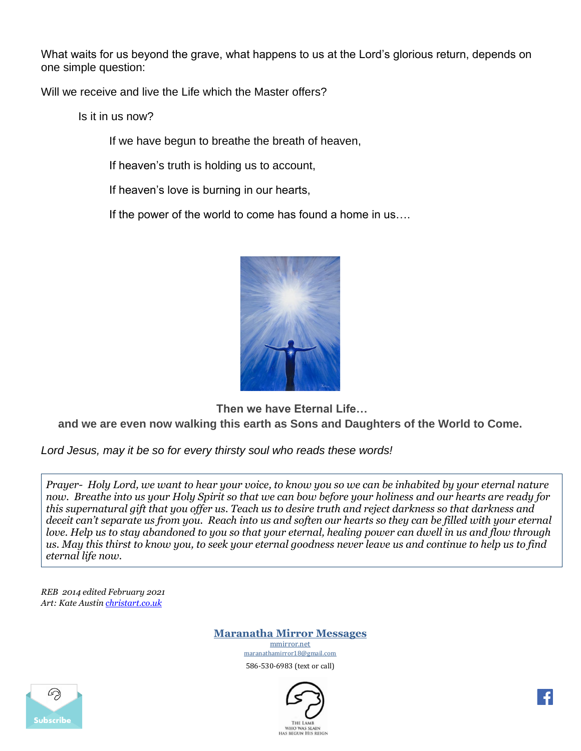What waits for us beyond the grave, what happens to us at the Lord's glorious return, depends on one simple question:

Will we receive and live the Life which the Master offers?

Is it in us now?

If we have begun to breathe the breath of heaven,

If heaven's truth is holding us to account,

If heaven's love is burning in our hearts,

If the power of the world to come has found a home in us….

**Then we have Eternal Life…**
**and we are even now walking this earth as Sons and Daughters of the World to Come.**

*Lord Jesus, may it be so for every thirsty soul who reads these words!*

*Prayer- Holy Lord, we want to hear your voice, to know you so we can be inhabited by your eternal nature now. Breathe into us your Holy Spirit so that we can bow before your holiness and our hearts are ready for this supernatural gift that you offer us. Teach us to desire truth and reject darkness so that darkness and deceit can't separate us from you. Reach into us and soften our hearts so they can be filled with your eternal love. Help us to stay abandoned to you so that your eternal, healing power can dwell in us and flow through us. May this thirst to know you, to seek your eternal goodness never leave us and continue to help us to find eternal life now.*

*REB 2014 edited February 2021*
*Art: Kate Austin christart.co.uk*

**Maranatha Mirror Messages**
mmirror.net
maranathamirror18@gmail.com
586-530-6983 (text or call)

Subscribe

THE LAMB WHO WAS SLAIN HAS BEGUN HIS REIGN